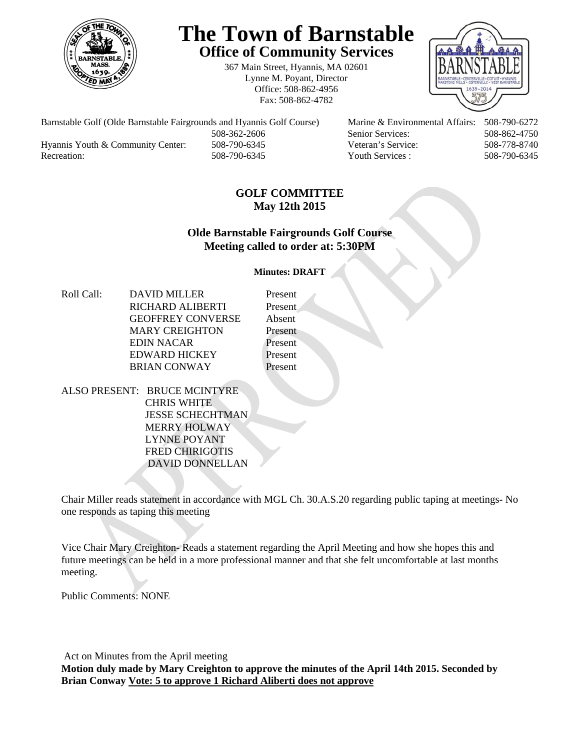# The Town of Barnstable

## Office of Community Services

367 Main Street, Hyannis, MA 02601
Lynne M. Poyant, Director
Office: 508-862-4956
Fax: 508-862-4782

| | | | |
|---|---|---|---|
| Barnstable Golf (Olde Barnstable Fairgrounds and Hyannis Golf Course) | 508-362-2606 | Marine & Environmental Affairs: | 508-790-6272 |
| | | Senior Services: | 508-862-4750 |
| Hyannis Youth & Community Center: | 508-790-6345 | Veteran's Service: | 508-778-8740 |
| Recreation: | 508-790-6345 | Youth Services : | 508-790-6345 |

**GOLF COMMITTEE**
**May 12th 2015**

**Olde Barnstable Fairgrounds Golf Course**
**Meeting called to order at: 5:30PM**

**Minutes: DRAFT**

| Roll Call: | | |
|---|---|---|
| | DAVID MILLER | Present |
| | RICHARD ALIBERTI | Present |
| | GEOFFREY CONVERSE | Absent |
| | MARY CREIGHTON | Present |
| | EDIN NACAR | Present |
| | EDWARD HICKEY | Present |
| | BRIAN CONWAY | Present |

ALSO PRESENT: BRUCE MCINTYRE
CHRIS WHITE
JESSE SCHECHTMAN
MERRY HOLWAY
LYNNE POYANT
FRED CHIRIGOTIS
DAVID DONNELLAN

Chair Miller reads statement in accordance with MGL Ch. 30.A.S.20 regarding public taping at meetings- No one responds as taping this meeting

Vice Chair Mary Creighton- Reads a statement regarding the April Meeting and how she hopes this and future meetings can be held in a more professional manner and that she felt uncomfortable at last months meeting.

Public Comments: NONE

Act on Minutes from the April meeting

**Motion duly made by Mary Creighton to approve the minutes of the April 14th 2015. Seconded by Brian Conway <u>Vote: 5 to approve 1 Richard Aliberti does not approve</u>**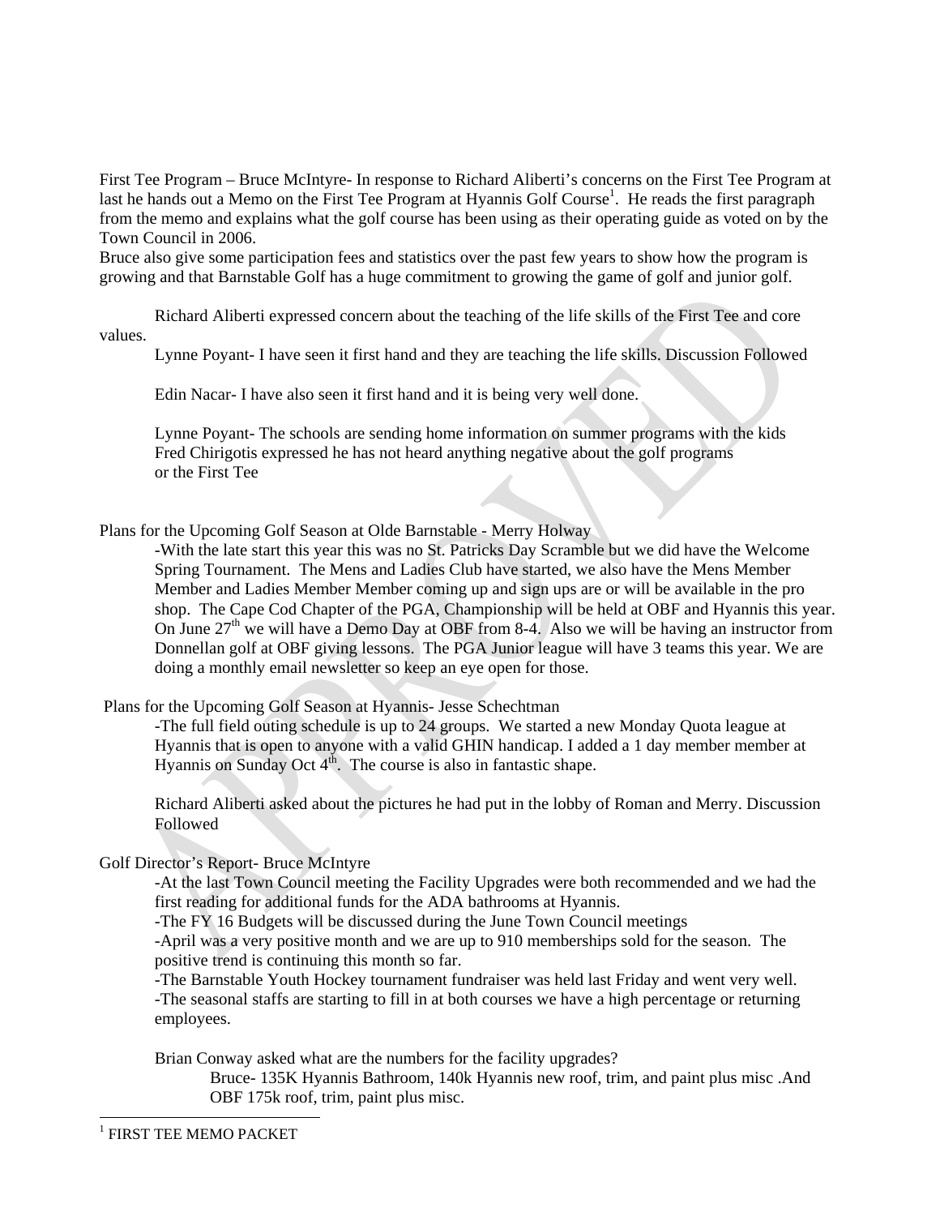First Tee Program – Bruce McIntyre- In response to Richard Aliberti's concerns on the First Tee Program at last he hands out a Memo on the First Tee Program at Hyannis Golf Course[1]. He reads the first paragraph from the memo and explains what the golf course has been using as their operating guide as voted on by the Town Council in 2006.

Bruce also give some participation fees and statistics over the past few years to show how the program is growing and that Barnstable Golf has a huge commitment to growing the game of golf and junior golf.

Richard Aliberti expressed concern about the teaching of the life skills of the First Tee and core values.

Lynne Poyant- I have seen it first hand and they are teaching the life skills. Discussion Followed

Edin Nacar- I have also seen it first hand and it is being very well done.

Lynne Poyant- The schools are sending home information on summer programs with the kids
Fred Chirigotis expressed he has not heard anything negative about the golf programs or the First Tee

Plans for the Upcoming Golf Season at Olde Barnstable - Merry Holway

-With the late start this year this was no St. Patricks Day Scramble but we did have the Welcome Spring Tournament. The Mens and Ladies Club have started, we also have the Mens Member Member and Ladies Member Member coming up and sign ups are or will be available in the pro shop. The Cape Cod Chapter of the PGA, Championship will be held at OBF and Hyannis this year. On June 27th we will have a Demo Day at OBF from 8-4. Also we will be having an instructor from Donnellan golf at OBF giving lessons. The PGA Junior league will have 3 teams this year. We are doing a monthly email newsletter so keep an eye open for those.

Plans for the Upcoming Golf Season at Hyannis- Jesse Schechtman

-The full field outing schedule is up to 24 groups. We started a new Monday Quota league at Hyannis that is open to anyone with a valid GHIN handicap. I added a 1 day member member at Hyannis on Sunday Oct 4th. The course is also in fantastic shape.

Richard Aliberti asked about the pictures he had put in the lobby of Roman and Merry. Discussion Followed

Golf Director's Report- Bruce McIntyre

-At the last Town Council meeting the Facility Upgrades were both recommended and we had the first reading for additional funds for the ADA bathrooms at Hyannis.
-The FY 16 Budgets will be discussed during the June Town Council meetings
-April was a very positive month and we are up to 910 memberships sold for the season. The positive trend is continuing this month so far.
-The Barnstable Youth Hockey tournament fundraiser was held last Friday and went very well.
-The seasonal staffs are starting to fill in at both courses we have a high percentage or returning employees.

Brian Conway asked what are the numbers for the facility upgrades?

Bruce- 135K Hyannis Bathroom, 140k Hyannis new roof, trim, and paint plus misc .And OBF 175k roof, trim, paint plus misc.

[1] FIRST TEE MEMO PACKET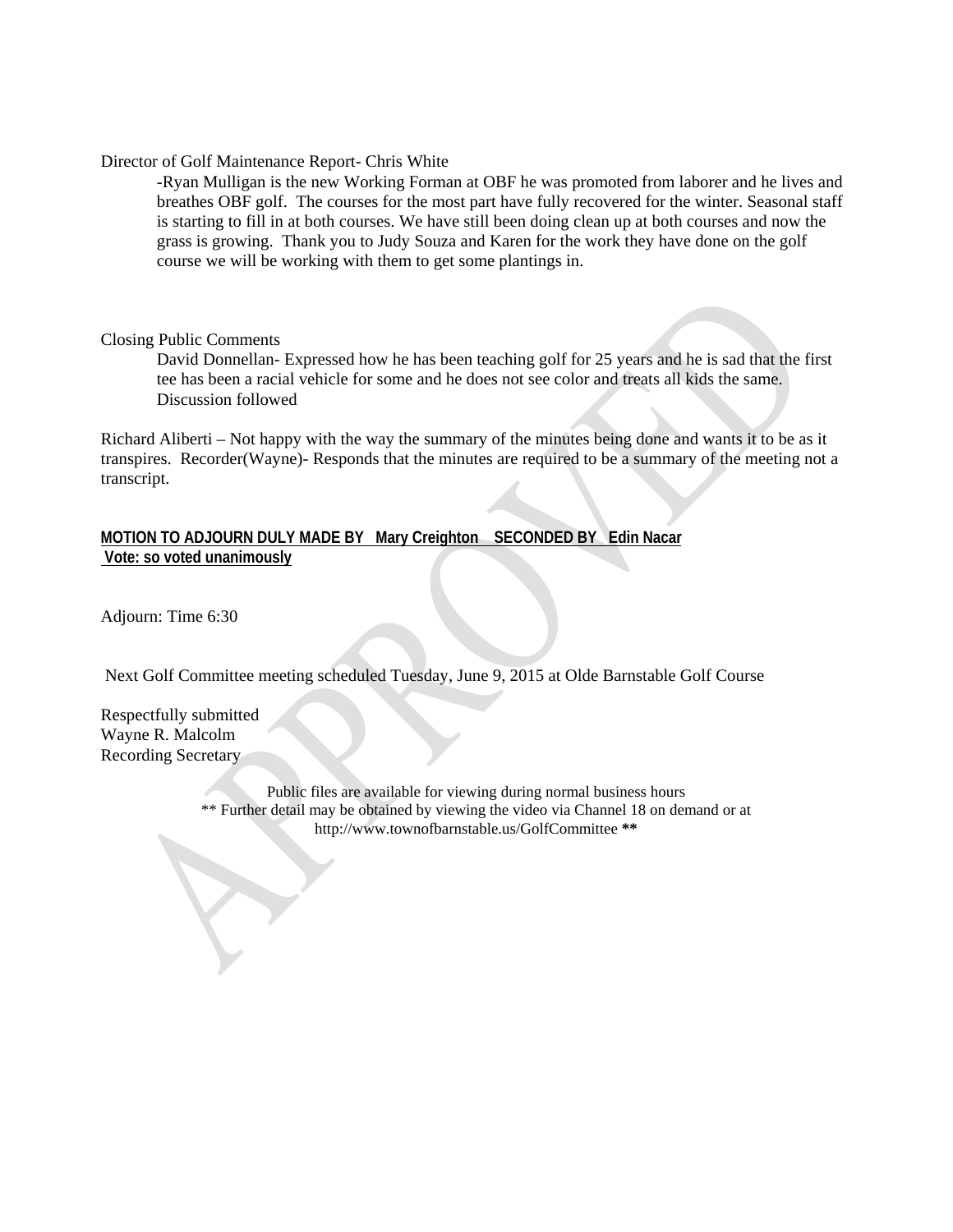Director of Golf Maintenance Report- Chris White

-Ryan Mulligan is the new Working Forman at OBF he was promoted from laborer and he lives and breathes OBF golf. The courses for the most part have fully recovered for the winter. Seasonal staff is starting to fill in at both courses. We have still been doing clean up at both courses and now the grass is growing. Thank you to Judy Souza and Karen for the work they have done on the golf course we will be working with them to get some plantings in.

Closing Public Comments

David Donnellan- Expressed how he has been teaching golf for 25 years and he is sad that the first tee has been a racial vehicle for some and he does not see color and treats all kids the same. Discussion followed

Richard Aliberti – Not happy with the way the summary of the minutes being done and wants it to be as it transpires. Recorder(Wayne)- Responds that the minutes are required to be a summary of the meeting not a transcript.

**MOTION TO ADJOURN DULY MADE BY Mary Creighton SECONDED BY Edin Nacar**
**Vote: so voted unanimously**

Adjourn: Time 6:30

Next Golf Committee meeting scheduled Tuesday, June 9, 2015 at Olde Barnstable Golf Course

Respectfully submitted
Wayne R. Malcolm
Recording Secretary

Public files are available for viewing during normal business hours
** Further detail may be obtained by viewing the video via Channel 18 on demand or at http://www.townofbarnstable.us/GolfCommittee **